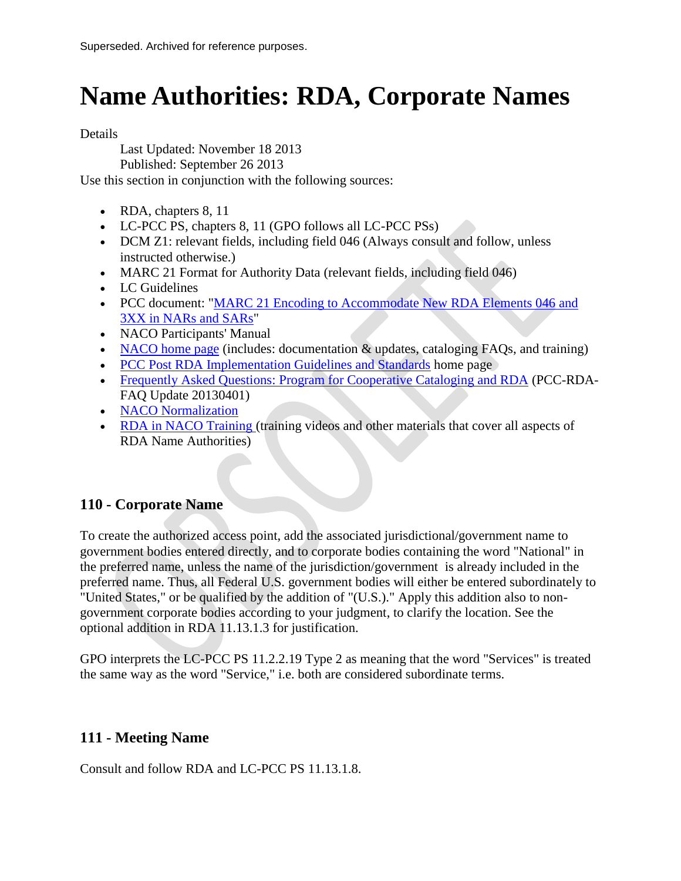Superseded. Archived for reference purposes.

# Name Authorities: RDA, Corporate Names

Details

Last Updated: November 18 2013

Published: September 26 2013

Use this section in conjunction with the following sources:

- RDA, chapters 8, 11
- LC-PCC PS, chapters 8, 11 (GPO follows all LC-PCC PSs)
- DCM Z1: relevant fields, including field 046 (Always consult and follow, unless instructed otherwise.)
- MARC 21 Format for Authority Data (relevant fields, including field 046)
- LC Guidelines
- PCC document: "MARC 21 Encoding to Accommodate New RDA Elements 046 and 3XX in NARs and SARs"
- NACO Participants' Manual
- NACO home page (includes: documentation & updates, cataloging FAQs, and training)
- PCC Post RDA Implementation Guidelines and Standards home page
- Frequently Asked Questions: Program for Cooperative Cataloging and RDA (PCC-RDA-FAQ Update 20130401)
- NACO Normalization
- RDA in NACO Training (training videos and other materials that cover all aspects of RDA Name Authorities)

### 110 - Corporate Name

To create the authorized access point, add the associated jurisdictional/government name to government bodies entered directly, and to corporate bodies containing the word "National" in the preferred name, unless the name of the jurisdiction/government is already included in the preferred name. Thus, all Federal U.S. government bodies will either be entered subordinately to "United States," or be qualified by the addition of "(U.S.)." Apply this addition also to non-government corporate bodies according to your judgment, to clarify the location. See the optional addition in RDA 11.13.1.3 for justification.

GPO interprets the LC-PCC PS 11.2.2.19 Type 2 as meaning that the word "Services" is treated the same way as the word "Service," i.e. both are considered subordinate terms.

### 111 - Meeting Name

Consult and follow RDA and LC-PCC PS 11.13.1.8.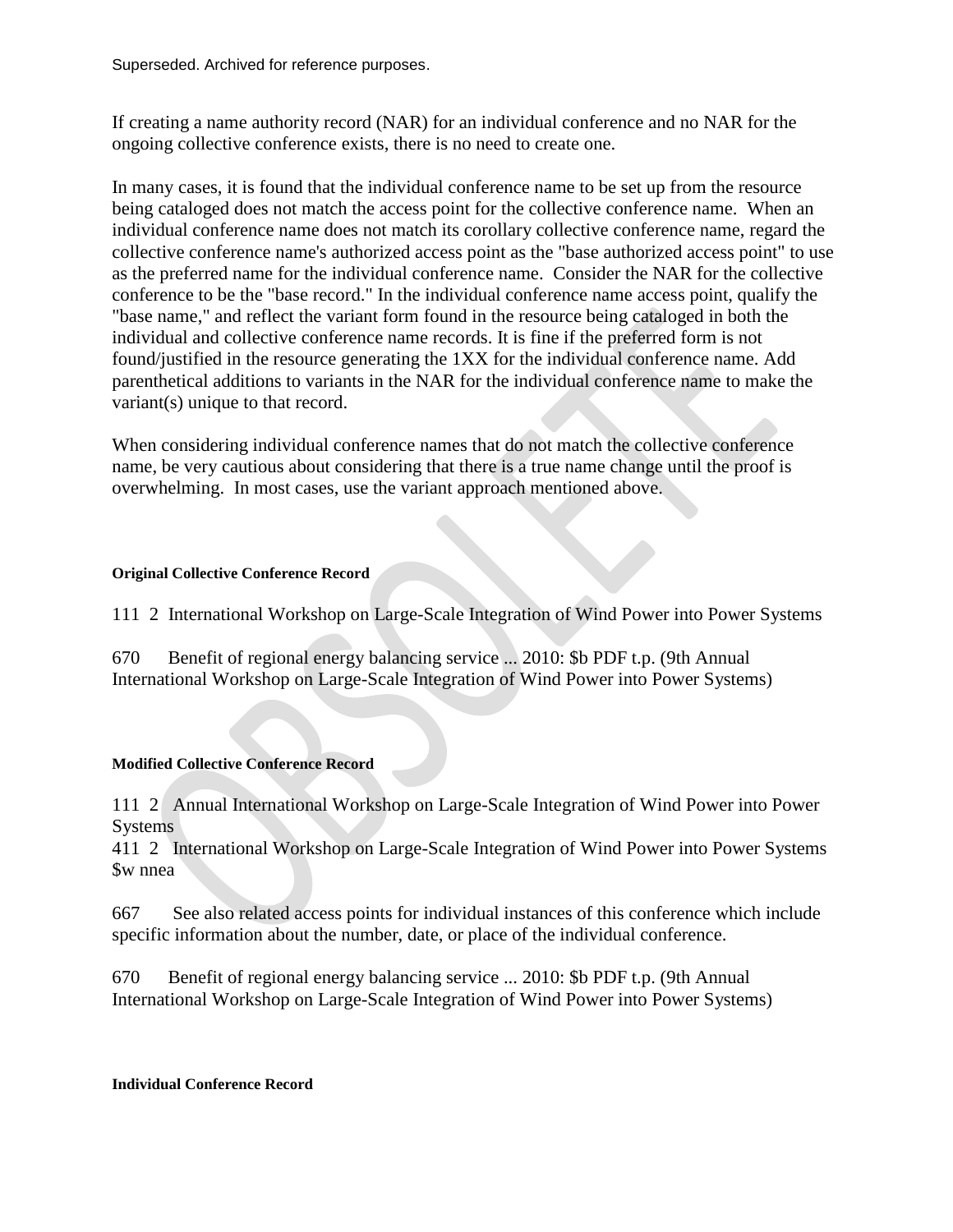If creating a name authority record (NAR) for an individual conference and no NAR for the ongoing collective conference exists, there is no need to create one.

In many cases, it is found that the individual conference name to be set up from the resource being cataloged does not match the access point for the collective conference name. When an individual conference name does not match its corollary collective conference name, regard the collective conference name's authorized access point as the "base authorized access point" to use as the preferred name for the individual conference name. Consider the NAR for the collective conference to be the "base record." In the individual conference name access point, qualify the "base name," and reflect the variant form found in the resource being cataloged in both the individual and collective conference name records. It is fine if the preferred form is not found/justified in the resource generating the 1XX for the individual conference name. Add parenthetical additions to variants in the NAR for the individual conference name to make the variant(s) unique to that record.

When considering individual conference names that do not match the collective conference name, be very cautious about considering that there is a true name change until the proof is overwhelming. In most cases, use the variant approach mentioned above.

**Original Collective Conference Record**

111 2 International Workshop on Large-Scale Integration of Wind Power into Power Systems

670 Benefit of regional energy balancing service ... 2010: $b PDF t.p. (9th Annual International Workshop on Large-Scale Integration of Wind Power into Power Systems)

**Modified Collective Conference Record**

111 2 Annual International Workshop on Large-Scale Integration of Wind Power into Power Systems
411 2 International Workshop on Large-Scale Integration of Wind Power into Power Systems $w nnea

667 See also related access points for individual instances of this conference which include specific information about the number, date, or place of the individual conference.

670 Benefit of regional energy balancing service ... 2010: $b PDF t.p. (9th Annual International Workshop on Large-Scale Integration of Wind Power into Power Systems)

**Individual Conference Record**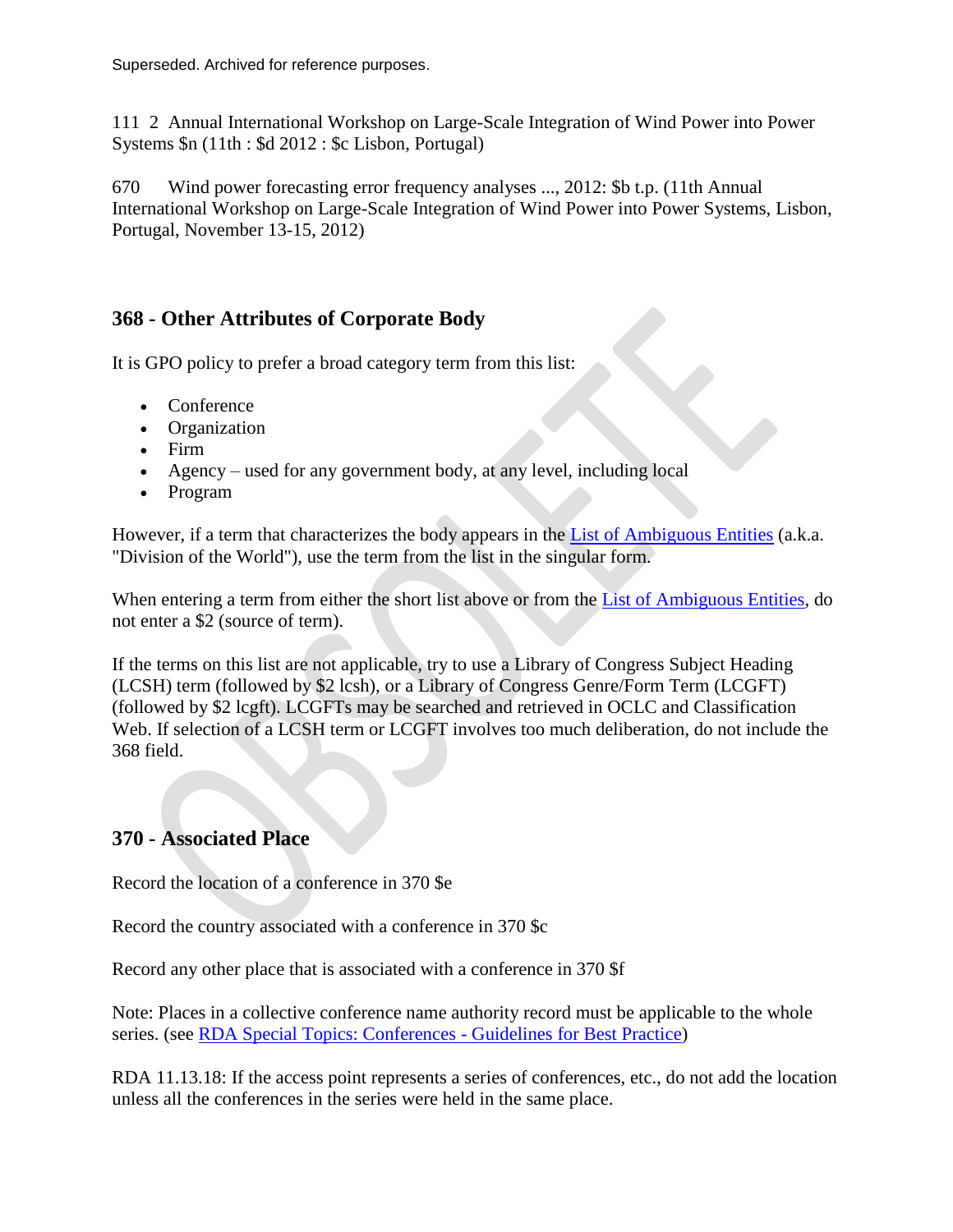Superseded. Archived for reference purposes.

111 2 Annual International Workshop on Large-Scale Integration of Wind Power into Power Systems $n (11th : $d 2012 : $c Lisbon, Portugal)

670 Wind power forecasting error frequency analyses ..., 2012: $b t.p. (11th Annual International Workshop on Large-Scale Integration of Wind Power into Power Systems, Lisbon, Portugal, November 13-15, 2012)

## 368 - Other Attributes of Corporate Body

It is GPO policy to prefer a broad category term from this list:

- Conference
- Organization
- Firm
- Agency – used for any government body, at any level, including local
- Program

However, if a term that characterizes the body appears in the List of Ambiguous Entities (a.k.a. "Division of the World"), use the term from the list in the singular form.

When entering a term from either the short list above or from the List of Ambiguous Entities, do not enter a $2 (source of term).

If the terms on this list are not applicable, try to use a Library of Congress Subject Heading (LCSH) term (followed by $2 lcsh), or a Library of Congress Genre/Form Term (LCGFT) (followed by $2 lcgft). LCGFTs may be searched and retrieved in OCLC and Classification Web. If selection of a LCSH term or LCGFT involves too much deliberation, do not include the 368 field.

## 370 - Associated Place

Record the location of a conference in 370 $e

Record the country associated with a conference in 370 $c

Record any other place that is associated with a conference in 370 $f

Note: Places in a collective conference name authority record must be applicable to the whole series. (see RDA Special Topics: Conferences - Guidelines for Best Practice)

RDA 11.13.18: If the access point represents a series of conferences, etc., do not add the location unless all the conferences in the series were held in the same place.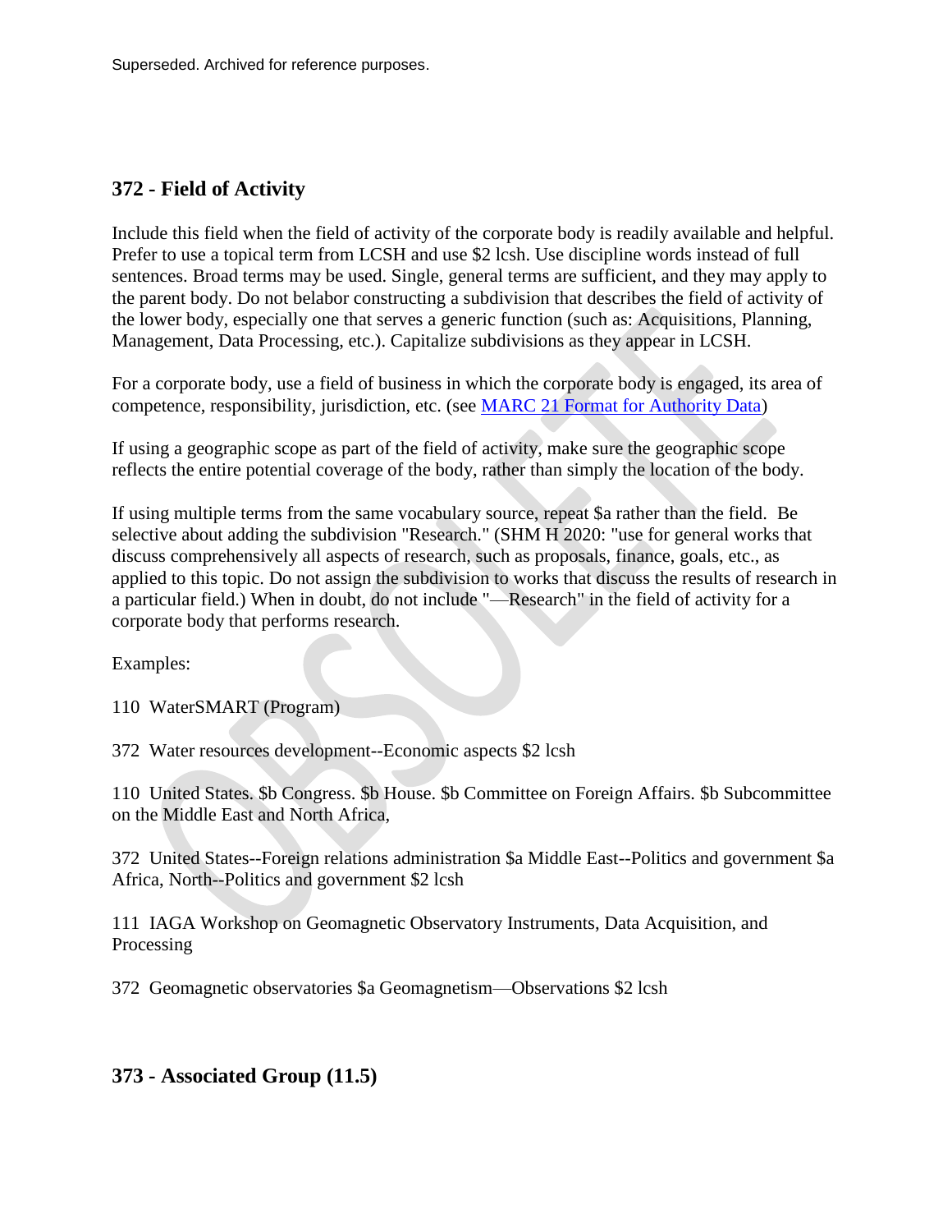Superseded. Archived for reference purposes.

## 372 - Field of Activity

Include this field when the field of activity of the corporate body is readily available and helpful. Prefer to use a topical term from LCSH and use $2 lcsh. Use discipline words instead of full sentences. Broad terms may be used. Single, general terms are sufficient, and they may apply to the parent body. Do not belabor constructing a subdivision that describes the field of activity of the lower body, especially one that serves a generic function (such as: Acquisitions, Planning, Management, Data Processing, etc.). Capitalize subdivisions as they appear in LCSH.

For a corporate body, use a field of business in which the corporate body is engaged, its area of competence, responsibility, jurisdiction, etc. (see MARC 21 Format for Authority Data)

If using a geographic scope as part of the field of activity, make sure the geographic scope reflects the entire potential coverage of the body, rather than simply the location of the body.

If using multiple terms from the same vocabulary source, repeat $a rather than the field. Be selective about adding the subdivision "Research." (SHM H 2020: "use for general works that discuss comprehensively all aspects of research, such as proposals, finance, goals, etc., as applied to this topic. Do not assign the subdivision to works that discuss the results of research in a particular field.) When in doubt, do not include "—Research" in the field of activity for a corporate body that performs research.

Examples:

110 WaterSMART (Program)

372 Water resources development--Economic aspects $2 lcsh

110 United States. $b Congress. $b House. $b Committee on Foreign Affairs. $b Subcommittee on the Middle East and North Africa,

372 United States--Foreign relations administration $a Middle East--Politics and government $a Africa, North--Politics and government $2 lcsh

111 IAGA Workshop on Geomagnetic Observatory Instruments, Data Acquisition, and Processing

372 Geomagnetic observatories $a Geomagnetism—Observations $2 lcsh

## 373 - Associated Group (11.5)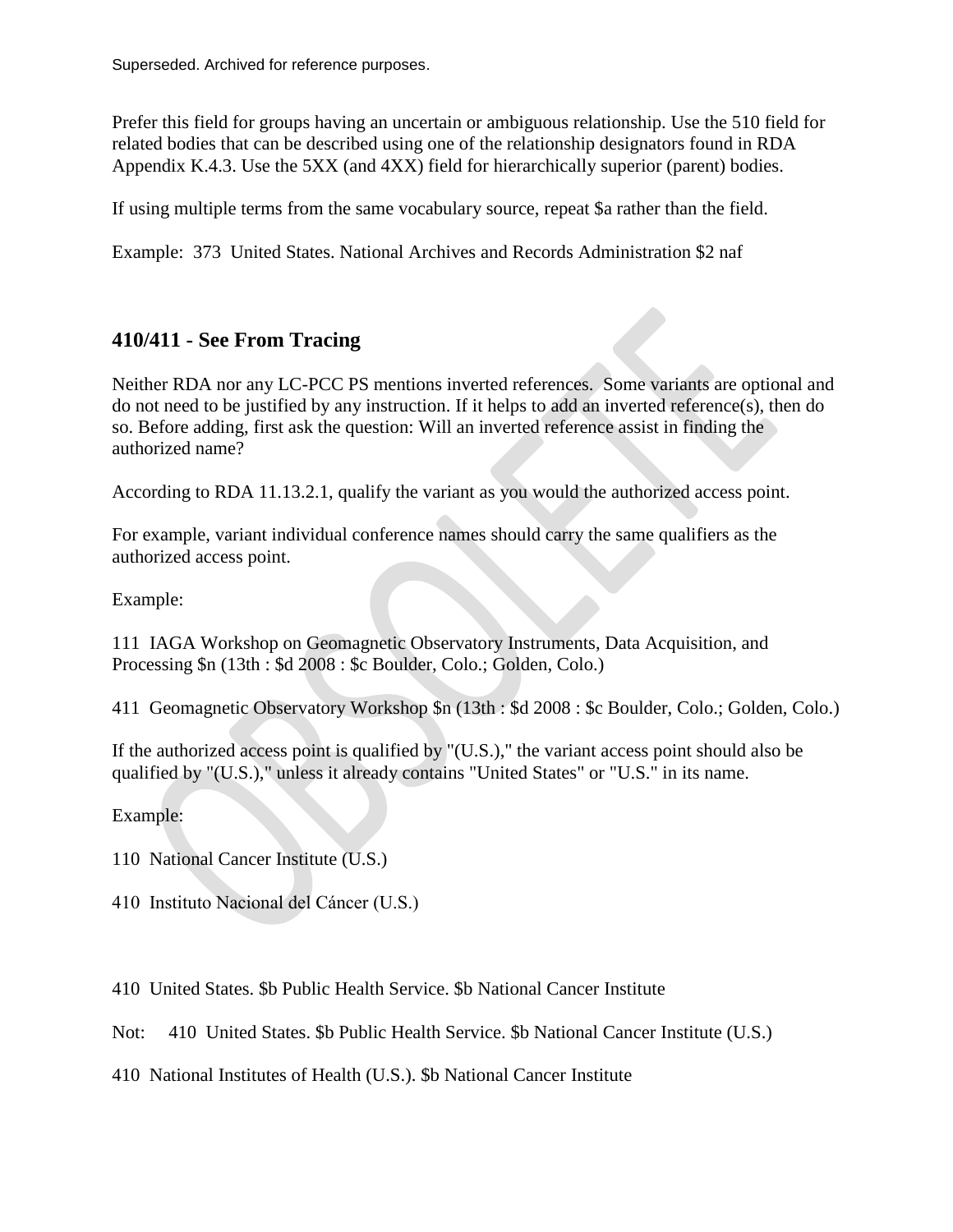Superseded. Archived for reference purposes.

Prefer this field for groups having an uncertain or ambiguous relationship. Use the 510 field for related bodies that can be described using one of the relationship designators found in RDA Appendix K.4.3. Use the 5XX (and 4XX) field for hierarchically superior (parent) bodies.

If using multiple terms from the same vocabulary source, repeat $a rather than the field.

Example: 373 United States. National Archives and Records Administration $2 naf

## 410/411 - See From Tracing

Neither RDA nor any LC-PCC PS mentions inverted references. Some variants are optional and do not need to be justified by any instruction. If it helps to add an inverted reference(s), then do so. Before adding, first ask the question: Will an inverted reference assist in finding the authorized name?

According to RDA 11.13.2.1, qualify the variant as you would the authorized access point.

For example, variant individual conference names should carry the same qualifiers as the authorized access point.

Example:

111 IAGA Workshop on Geomagnetic Observatory Instruments, Data Acquisition, and Processing $n (13th : $d 2008 : $c Boulder, Colo.; Golden, Colo.)

411 Geomagnetic Observatory Workshop $n (13th : $d 2008 : $c Boulder, Colo.; Golden, Colo.)

If the authorized access point is qualified by "(U.S.)," the variant access point should also be qualified by "(U.S.)," unless it already contains "United States" or "U.S." in its name.

Example:

110 National Cancer Institute (U.S.)

410 Instituto Nacional del Cáncer (U.S.)

410 United States. $b Public Health Service. $b National Cancer Institute

Not: 410 United States. $b Public Health Service. $b National Cancer Institute (U.S.)

410 National Institutes of Health (U.S.). $b National Cancer Institute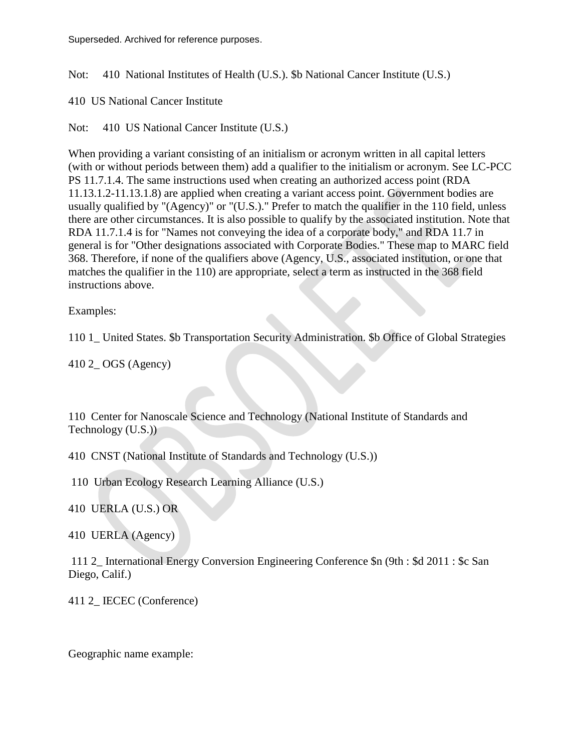Not:     410  National Institutes of Health (U.S.). $b National Cancer Institute (U.S.)

410  US National Cancer Institute

Not:     410  US National Cancer Institute (U.S.)

When providing a variant consisting of an initialism or acronym written in all capital letters (with or without periods between them) add a qualifier to the initialism or acronym. See LC-PCC PS 11.7.1.4. The same instructions used when creating an authorized access point (RDA 11.13.1.2-11.13.1.8) are applied when creating a variant access point. Government bodies are usually qualified by "(Agency)" or "(U.S.)." Prefer to match the qualifier in the 110 field, unless there are other circumstances. It is also possible to qualify by the associated institution. Note that RDA 11.7.1.4 is for "Names not conveying the idea of a corporate body," and RDA 11.7 in general is for "Other designations associated with Corporate Bodies." These map to MARC field 368. Therefore, if none of the qualifiers above (Agency, U.S., associated institution, or one that matches the qualifier in the 110) are appropriate, select a term as instructed in the 368 field instructions above.

Examples:

110 1_ United States. $b Transportation Security Administration. $b Office of Global Strategies

410 2_ OGS (Agency)

110  Center for Nanoscale Science and Technology (National Institute of Standards and Technology (U.S.))

410  CNST (National Institute of Standards and Technology (U.S.))

110  Urban Ecology Research Learning Alliance (U.S.)

410  UERLA (U.S.) OR

410  UERLA (Agency)

111 2_ International Energy Conversion Engineering Conference $n (9th : $d 2011 : $c San Diego, Calif.)

411 2_ IECEC (Conference)

Geographic name example: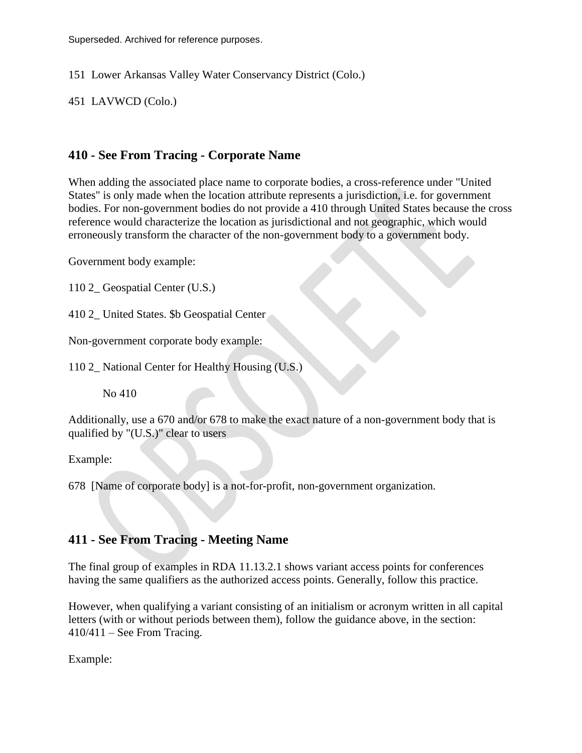151 Lower Arkansas Valley Water Conservancy District (Colo.)

451 LAVWCD (Colo.)

## 410 - See From Tracing - Corporate Name

When adding the associated place name to corporate bodies, a cross-reference under "United States" is only made when the location attribute represents a jurisdiction, i.e. for government bodies. For non-government bodies do not provide a 410 through United States because the cross reference would characterize the location as jurisdictional and not geographic, which would erroneously transform the character of the non-government body to a government body.

Government body example:

110 2_ Geospatial Center (U.S.)

410 2_ United States. $b Geospatial Center

Non-government corporate body example:

110 2_ National Center for Healthy Housing (U.S.)

No 410

Additionally, use a 670 and/or 678 to make the exact nature of a non-government body that is qualified by "(U.S.)" clear to users

Example:

678 [Name of corporate body] is a not-for-profit, non-government organization.

## 411 - See From Tracing - Meeting Name

The final group of examples in RDA 11.13.2.1 shows variant access points for conferences having the same qualifiers as the authorized access points. Generally, follow this practice.

However, when qualifying a variant consisting of an initialism or acronym written in all capital letters (with or without periods between them), follow the guidance above, in the section: 410/411 – See From Tracing.

Example: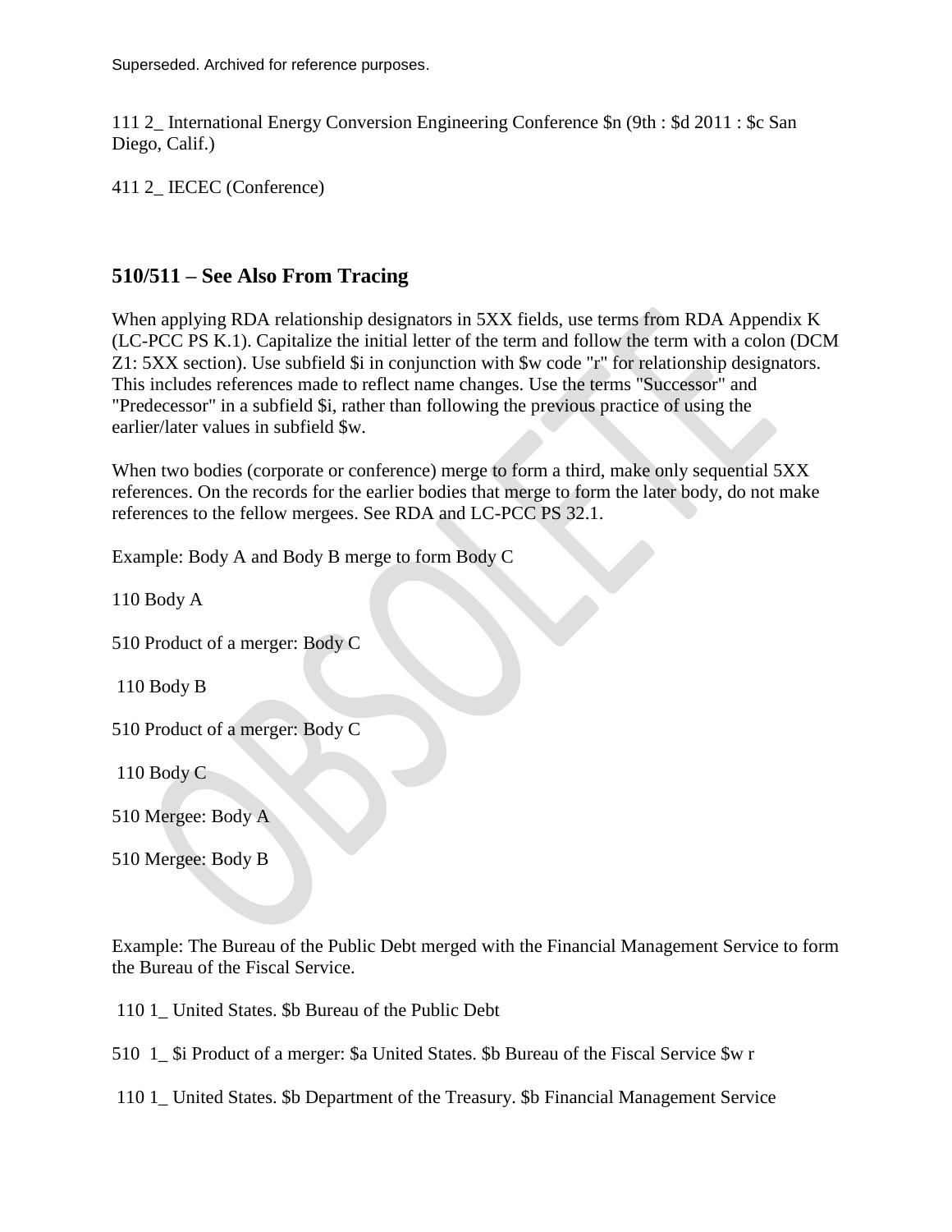Superseded. Archived for reference purposes.

111 2_ International Energy Conversion Engineering Conference $n (9th : $d 2011 : $c San Diego, Calif.)

411 2_ IECEC (Conference)

## 510/511 – See Also From Tracing

When applying RDA relationship designators in 5XX fields, use terms from RDA Appendix K (LC-PCC PS K.1). Capitalize the initial letter of the term and follow the term with a colon (DCM Z1: 5XX section). Use subfield $i in conjunction with $w code "r" for relationship designators. This includes references made to reflect name changes. Use the terms "Successor" and "Predecessor" in a subfield $i, rather than following the previous practice of using the earlier/later values in subfield $w.

When two bodies (corporate or conference) merge to form a third, make only sequential 5XX references. On the records for the earlier bodies that merge to form the later body, do not make references to the fellow mergees. See RDA and LC-PCC PS 32.1.

Example: Body A and Body B merge to form Body C

110 Body A

510 Product of a merger: Body C

110 Body B

510 Product of a merger: Body C

110 Body C

510 Mergee: Body A

510 Mergee: Body B

Example: The Bureau of the Public Debt merged with the Financial Management Service to form the Bureau of the Fiscal Service.

110 1_ United States. $b Bureau of the Public Debt

510 1_ $i Product of a merger: $a United States. $b Bureau of the Fiscal Service $w r

110 1_ United States. $b Department of the Treasury. $b Financial Management Service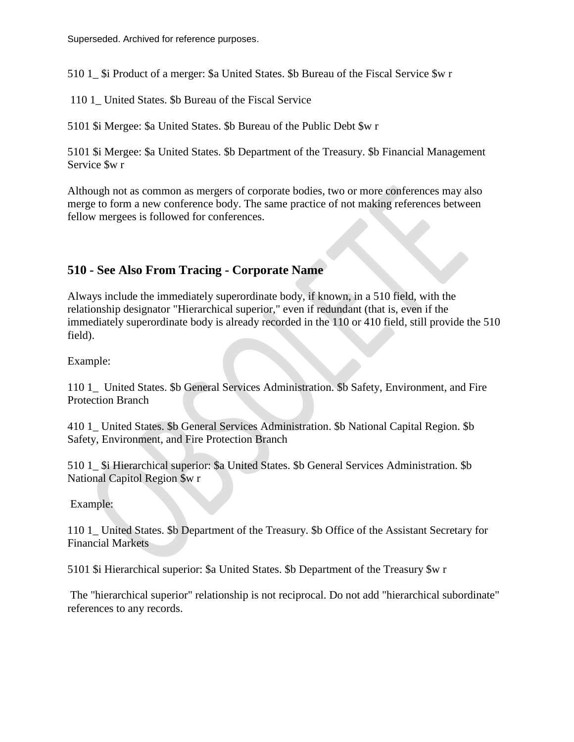510 1_ $i Product of a merger: $a United States. $b Bureau of the Fiscal Service $w r

110 1_ United States. $b Bureau of the Fiscal Service

5101 $i Mergee: $a United States. $b Bureau of the Public Debt $w r

5101 $i Mergee: $a United States. $b Department of the Treasury. $b Financial Management Service $w r

Although not as common as mergers of corporate bodies, two or more conferences may also merge to form a new conference body. The same practice of not making references between fellow mergees is followed for conferences.

## 510 - See Also From Tracing - Corporate Name

Always include the immediately superordinate body, if known, in a 510 field, with the relationship designator "Hierarchical superior," even if redundant (that is, even if the immediately superordinate body is already recorded in the 110 or 410 field, still provide the 510 field).

Example:

110 1_ United States. $b General Services Administration. $b Safety, Environment, and Fire Protection Branch

410 1_ United States. $b General Services Administration. $b National Capital Region. $b Safety, Environment, and Fire Protection Branch

510 1_ $i Hierarchical superior: $a United States. $b General Services Administration. $b National Capitol Region $w r

Example:

110 1_ United States. $b Department of the Treasury. $b Office of the Assistant Secretary for Financial Markets

5101 $i Hierarchical superior: $a United States. $b Department of the Treasury $w r

The "hierarchical superior" relationship is not reciprocal. Do not add "hierarchical subordinate" references to any records.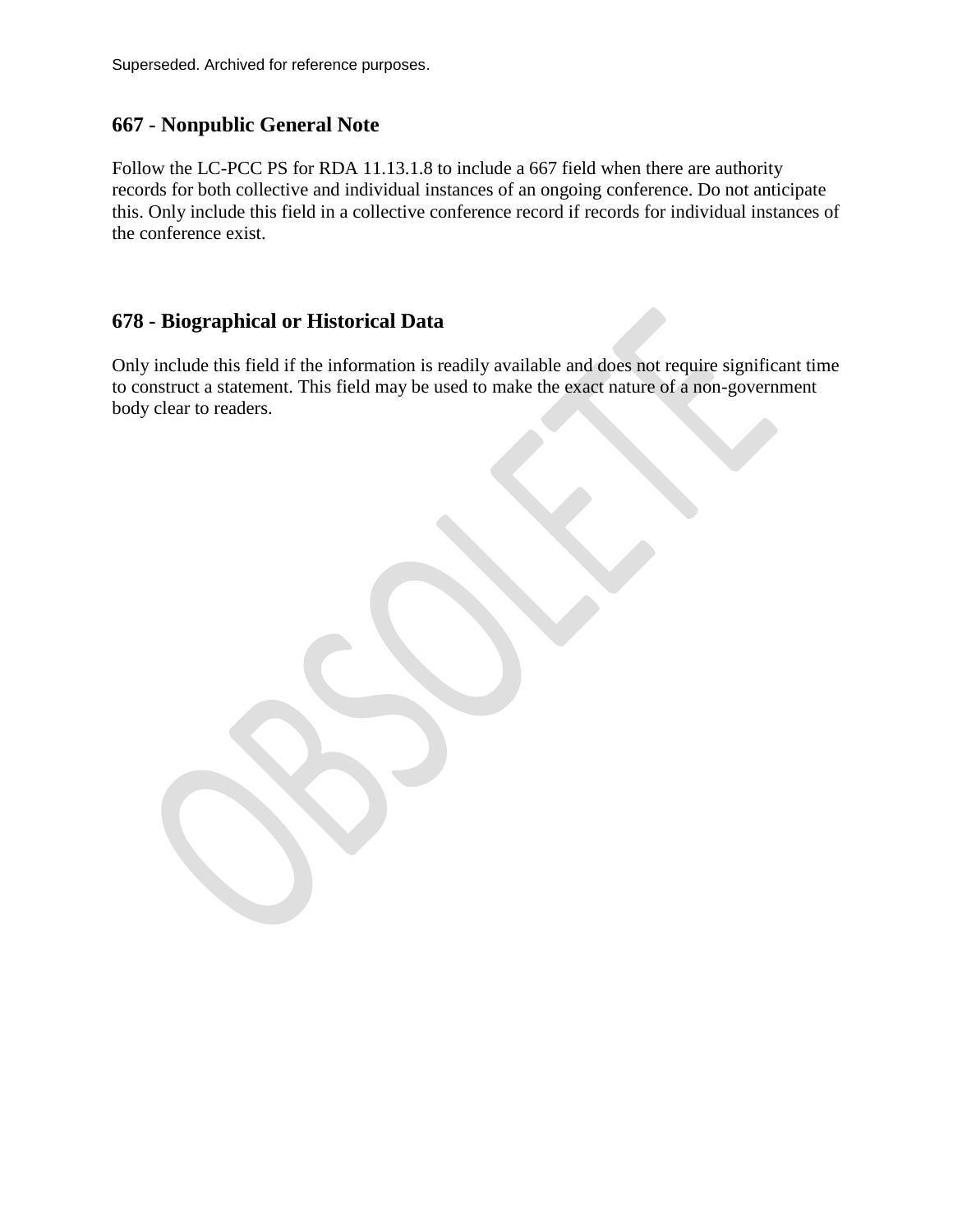Superseded. Archived for reference purposes.

## 667 - Nonpublic General Note

Follow the LC-PCC PS for RDA 11.13.1.8 to include a 667 field when there are authority records for both collective and individual instances of an ongoing conference. Do not anticipate this. Only include this field in a collective conference record if records for individual instances of the conference exist.

## 678 - Biographical or Historical Data

Only include this field if the information is readily available and does not require significant time to construct a statement. This field may be used to make the exact nature of a non-government body clear to readers.